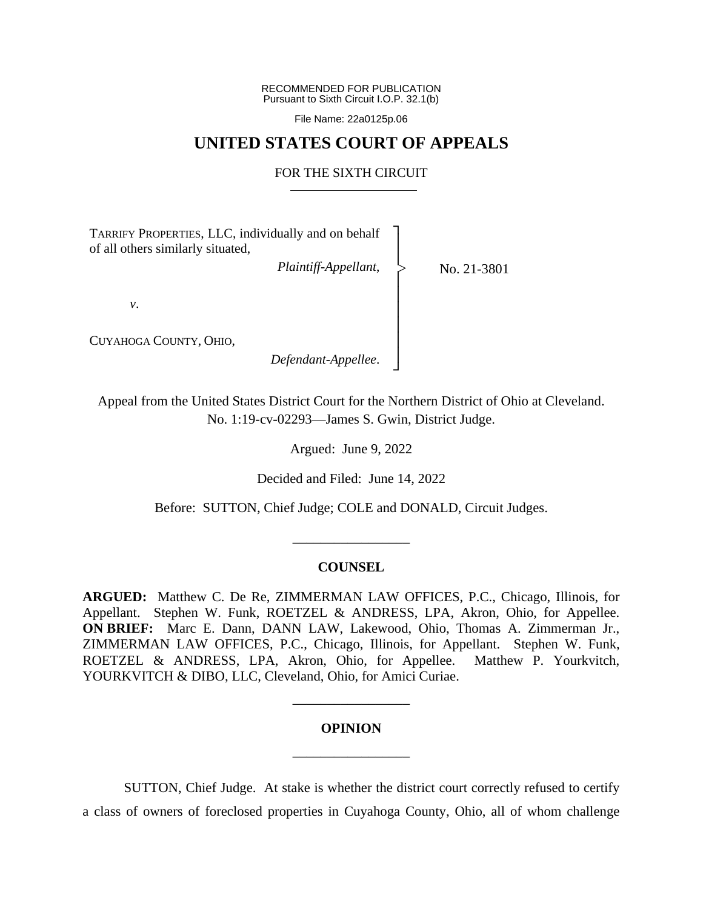RECOMMENDED FOR PUBLICATION
Pursuant to Sixth Circuit I.O.P. 32.1(b)

File Name: 22a0125p.06

# UNITED STATES COURT OF APPEALS

## FOR THE SIXTH CIRCUIT

TARRIFY PROPERTIES, LLC, individually and on behalf of all others similarly situated,

*Plaintiff-Appellant*,

*v*.

CUYAHOGA COUNTY, OHIO,

*Defendant-Appellee*.

No. 21-3801

Appeal from the United States District Court for the Northern District of Ohio at Cleveland.
No. 1:19-cv-02293—James S. Gwin, District Judge.

Argued: June 9, 2022

Decided and Filed: June 14, 2022

Before: SUTTON, Chief Judge; COLE and DONALD, Circuit Judges.

---

## COUNSEL

**ARGUED:** Matthew C. De Re, ZIMMERMAN LAW OFFICES, P.C., Chicago, Illinois, for Appellant. Stephen W. Funk, ROETZEL & ANDRESS, LPA, Akron, Ohio, for Appellee. **ON BRIEF:** Marc E. Dann, DANN LAW, Lakewood, Ohio, Thomas A. Zimmerman Jr., ZIMMERMAN LAW OFFICES, P.C., Chicago, Illinois, for Appellant. Stephen W. Funk, ROETZEL & ANDRESS, LPA, Akron, Ohio, for Appellee. Matthew P. Yourkvitch, YOURKVITCH & DIBO, LLC, Cleveland, Ohio, for Amici Curiae.

---

## OPINION

---

SUTTON, Chief Judge. At stake is whether the district court correctly refused to certify a class of owners of foreclosed properties in Cuyahoga County, Ohio, all of whom challenge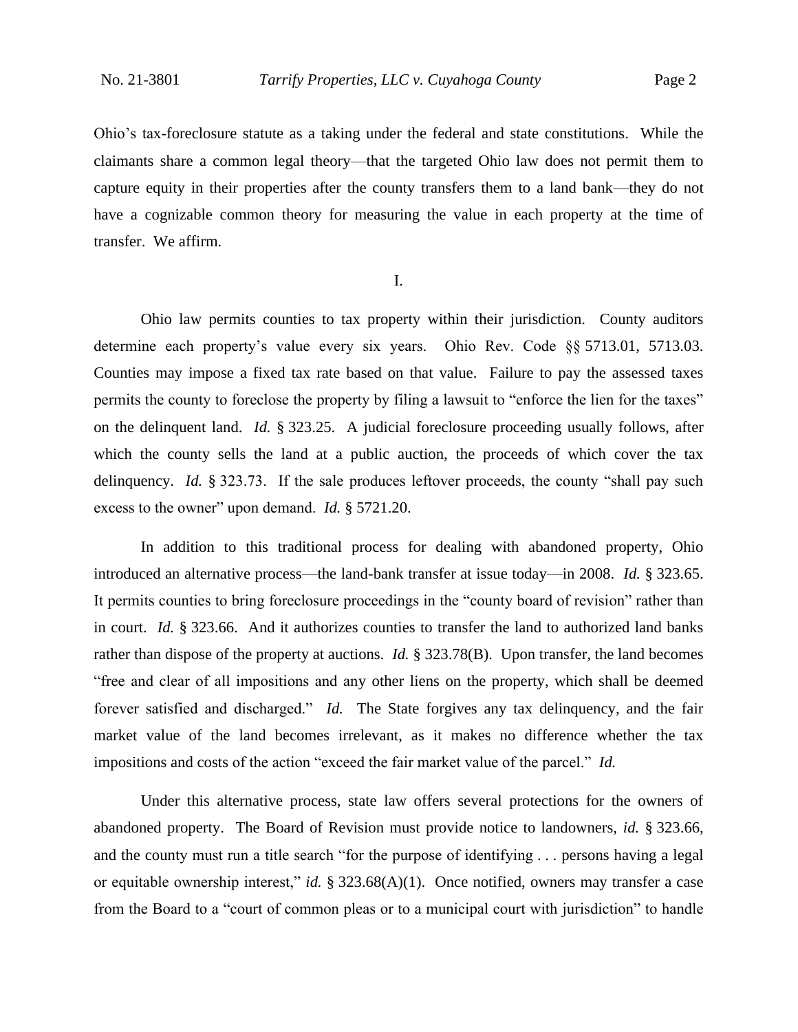Ohio's tax-foreclosure statute as a taking under the federal and state constitutions. While the claimants share a common legal theory—that the targeted Ohio law does not permit them to capture equity in their properties after the county transfers them to a land bank—they do not have a cognizable common theory for measuring the value in each property at the time of transfer. We affirm.

## I.

Ohio law permits counties to tax property within their jurisdiction. County auditors determine each property's value every six years. Ohio Rev. Code §§ 5713.01, 5713.03. Counties may impose a fixed tax rate based on that value. Failure to pay the assessed taxes permits the county to foreclose the property by filing a lawsuit to "enforce the lien for the taxes" on the delinquent land. *Id.* § 323.25. A judicial foreclosure proceeding usually follows, after which the county sells the land at a public auction, the proceeds of which cover the tax delinquency. *Id.* § 323.73. If the sale produces leftover proceeds, the county "shall pay such excess to the owner" upon demand. *Id.* § 5721.20.

In addition to this traditional process for dealing with abandoned property, Ohio introduced an alternative process—the land-bank transfer at issue today—in 2008. *Id.* § 323.65. It permits counties to bring foreclosure proceedings in the "county board of revision" rather than in court. *Id.* § 323.66. And it authorizes counties to transfer the land to authorized land banks rather than dispose of the property at auctions. *Id.* § 323.78(B). Upon transfer, the land becomes "free and clear of all impositions and any other liens on the property, which shall be deemed forever satisfied and discharged." *Id.* The State forgives any tax delinquency, and the fair market value of the land becomes irrelevant, as it makes no difference whether the tax impositions and costs of the action "exceed the fair market value of the parcel." *Id.*

Under this alternative process, state law offers several protections for the owners of abandoned property. The Board of Revision must provide notice to landowners, *id.* § 323.66, and the county must run a title search "for the purpose of identifying . . . persons having a legal or equitable ownership interest," *id.* § 323.68(A)(1). Once notified, owners may transfer a case from the Board to a "court of common pleas or to a municipal court with jurisdiction" to handle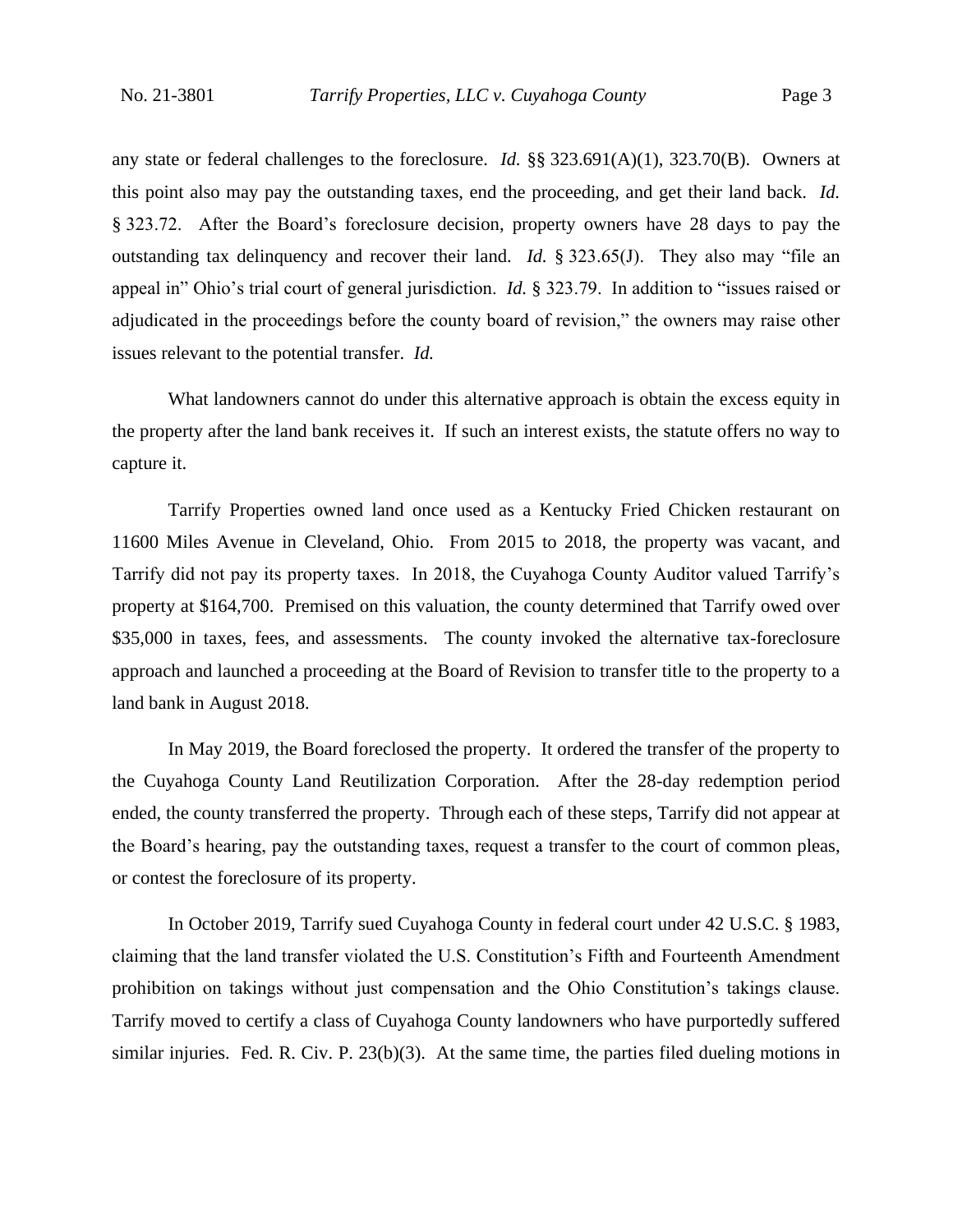any state or federal challenges to the foreclosure. *Id.* §§ 323.691(A)(1), 323.70(B). Owners at this point also may pay the outstanding taxes, end the proceeding, and get their land back. *Id.* § 323.72. After the Board's foreclosure decision, property owners have 28 days to pay the outstanding tax delinquency and recover their land. *Id.* § 323.65(J). They also may "file an appeal in" Ohio's trial court of general jurisdiction. *Id.* § 323.79. In addition to "issues raised or adjudicated in the proceedings before the county board of revision," the owners may raise other issues relevant to the potential transfer. *Id.*

What landowners cannot do under this alternative approach is obtain the excess equity in the property after the land bank receives it. If such an interest exists, the statute offers no way to capture it.

Tarrify Properties owned land once used as a Kentucky Fried Chicken restaurant on 11600 Miles Avenue in Cleveland, Ohio. From 2015 to 2018, the property was vacant, and Tarrify did not pay its property taxes. In 2018, the Cuyahoga County Auditor valued Tarrify's property at $164,700. Premised on this valuation, the county determined that Tarrify owed over $35,000 in taxes, fees, and assessments. The county invoked the alternative tax-foreclosure approach and launched a proceeding at the Board of Revision to transfer title to the property to a land bank in August 2018.

In May 2019, the Board foreclosed the property. It ordered the transfer of the property to the Cuyahoga County Land Reutilization Corporation. After the 28-day redemption period ended, the county transferred the property. Through each of these steps, Tarrify did not appear at the Board's hearing, pay the outstanding taxes, request a transfer to the court of common pleas, or contest the foreclosure of its property.

In October 2019, Tarrify sued Cuyahoga County in federal court under 42 U.S.C. § 1983, claiming that the land transfer violated the U.S. Constitution's Fifth and Fourteenth Amendment prohibition on takings without just compensation and the Ohio Constitution's takings clause. Tarrify moved to certify a class of Cuyahoga County landowners who have purportedly suffered similar injuries. Fed. R. Civ. P. 23(b)(3). At the same time, the parties filed dueling motions in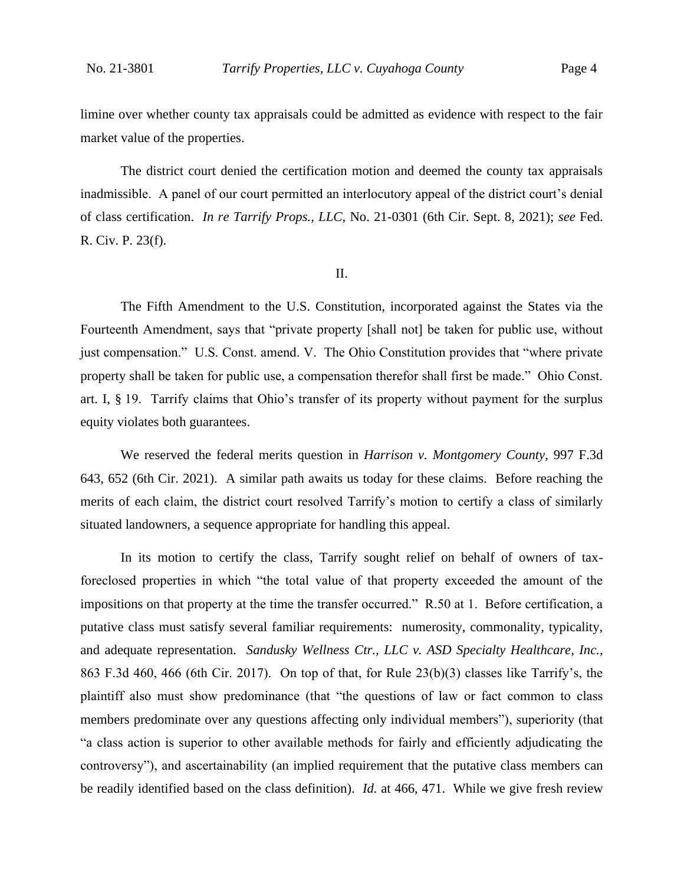limine over whether county tax appraisals could be admitted as evidence with respect to the fair market value of the properties.

The district court denied the certification motion and deemed the county tax appraisals inadmissible. A panel of our court permitted an interlocutory appeal of the district court's denial of class certification. *In re Tarrify Props., LLC*, No. 21-0301 (6th Cir. Sept. 8, 2021); *see* Fed. R. Civ. P. 23(f).

II.

The Fifth Amendment to the U.S. Constitution, incorporated against the States via the Fourteenth Amendment, says that "private property [shall not] be taken for public use, without just compensation." U.S. Const. amend. V. The Ohio Constitution provides that "where private property shall be taken for public use, a compensation therefor shall first be made." Ohio Const. art. I, § 19. Tarrify claims that Ohio's transfer of its property without payment for the surplus equity violates both guarantees.

We reserved the federal merits question in *Harrison v. Montgomery County*, 997 F.3d 643, 652 (6th Cir. 2021). A similar path awaits us today for these claims. Before reaching the merits of each claim, the district court resolved Tarrify's motion to certify a class of similarly situated landowners, a sequence appropriate for handling this appeal.

In its motion to certify the class, Tarrify sought relief on behalf of owners of tax-foreclosed properties in which "the total value of that property exceeded the amount of the impositions on that property at the time the transfer occurred." R.50 at 1. Before certification, a putative class must satisfy several familiar requirements: numerosity, commonality, typicality, and adequate representation. *Sandusky Wellness Ctr., LLC v. ASD Specialty Healthcare, Inc.*, 863 F.3d 460, 466 (6th Cir. 2017). On top of that, for Rule 23(b)(3) classes like Tarrify's, the plaintiff also must show predominance (that "the questions of law or fact common to class members predominate over any questions affecting only individual members"), superiority (that "a class action is superior to other available methods for fairly and efficiently adjudicating the controversy"), and ascertainability (an implied requirement that the putative class members can be readily identified based on the class definition). *Id.* at 466, 471. While we give fresh review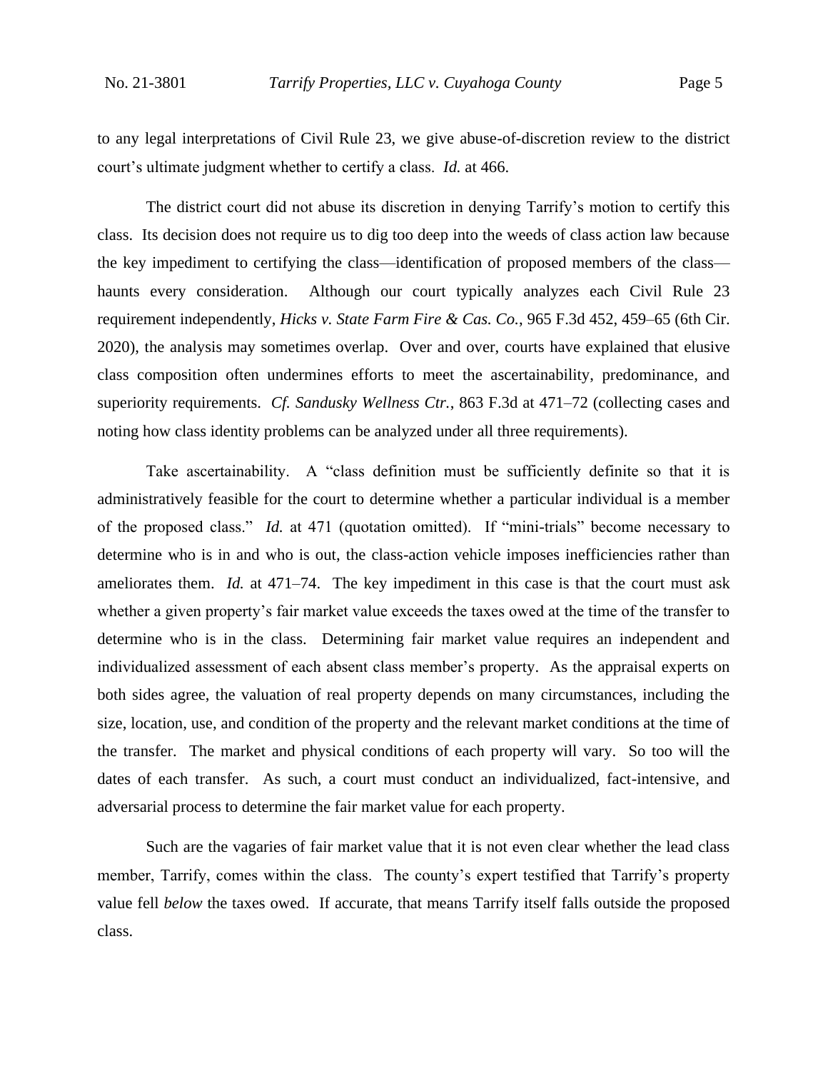to any legal interpretations of Civil Rule 23, we give abuse-of-discretion review to the district court's ultimate judgment whether to certify a class. *Id.* at 466.

The district court did not abuse its discretion in denying Tarrify's motion to certify this class. Its decision does not require us to dig too deep into the weeds of class action law because the key impediment to certifying the class—identification of proposed members of the class—haunts every consideration. Although our court typically analyzes each Civil Rule 23 requirement independently, *Hicks v. State Farm Fire & Cas. Co.*, 965 F.3d 452, 459–65 (6th Cir. 2020), the analysis may sometimes overlap. Over and over, courts have explained that elusive class composition often undermines efforts to meet the ascertainability, predominance, and superiority requirements. *Cf. Sandusky Wellness Ctr.*, 863 F.3d at 471–72 (collecting cases and noting how class identity problems can be analyzed under all three requirements).

Take ascertainability. A "class definition must be sufficiently definite so that it is administratively feasible for the court to determine whether a particular individual is a member of the proposed class." *Id.* at 471 (quotation omitted). If "mini-trials" become necessary to determine who is in and who is out, the class-action vehicle imposes inefficiencies rather than ameliorates them. *Id.* at 471–74. The key impediment in this case is that the court must ask whether a given property's fair market value exceeds the taxes owed at the time of the transfer to determine who is in the class. Determining fair market value requires an independent and individualized assessment of each absent class member's property. As the appraisal experts on both sides agree, the valuation of real property depends on many circumstances, including the size, location, use, and condition of the property and the relevant market conditions at the time of the transfer. The market and physical conditions of each property will vary. So too will the dates of each transfer. As such, a court must conduct an individualized, fact-intensive, and adversarial process to determine the fair market value for each property.

Such are the vagaries of fair market value that it is not even clear whether the lead class member, Tarrify, comes within the class. The county's expert testified that Tarrify's property value fell *below* the taxes owed. If accurate, that means Tarrify itself falls outside the proposed class.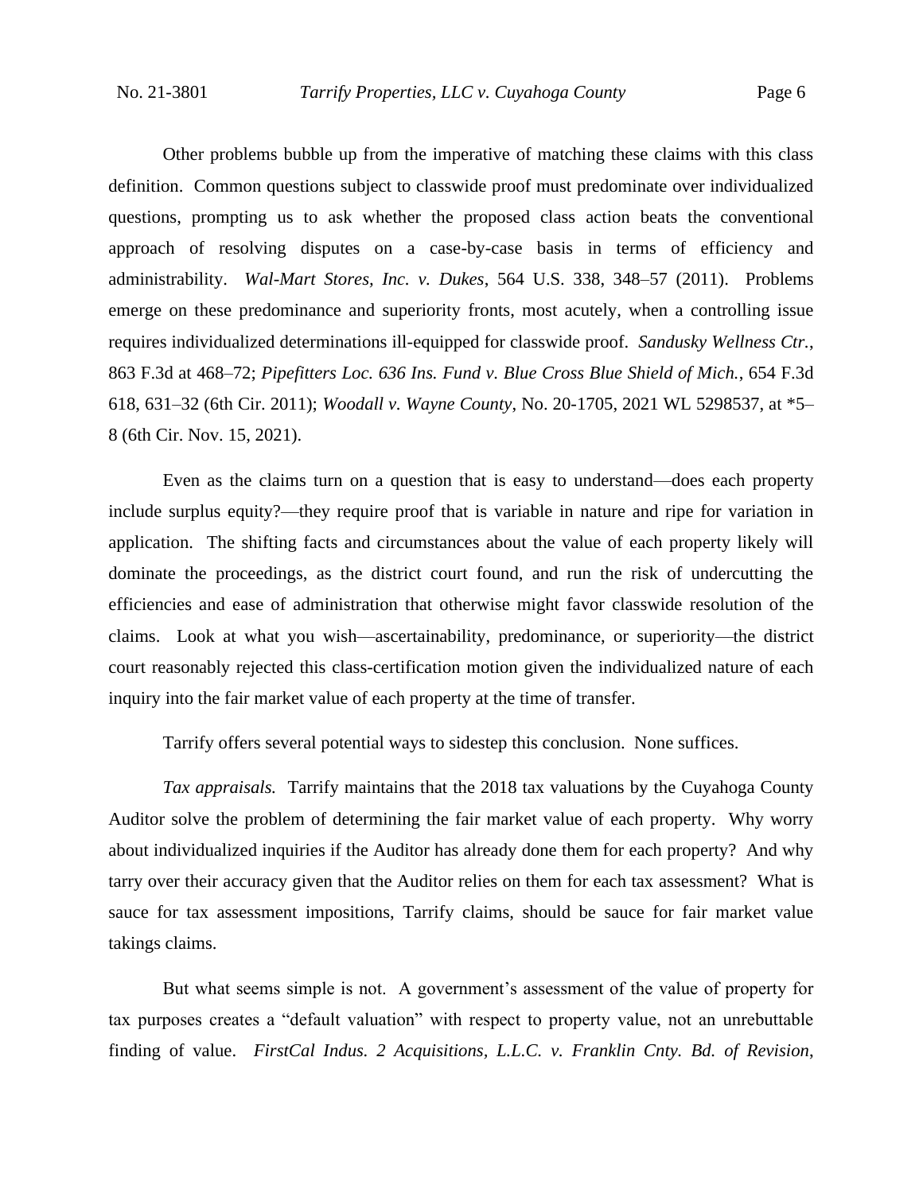Other problems bubble up from the imperative of matching these claims with this class definition. Common questions subject to classwide proof must predominate over individualized questions, prompting us to ask whether the proposed class action beats the conventional approach of resolving disputes on a case-by-case basis in terms of efficiency and administrability. *Wal-Mart Stores, Inc. v. Dukes*, 564 U.S. 338, 348–57 (2011). Problems emerge on these predominance and superiority fronts, most acutely, when a controlling issue requires individualized determinations ill-equipped for classwide proof. *Sandusky Wellness Ctr.*, 863 F.3d at 468–72; *Pipefitters Loc. 636 Ins. Fund v. Blue Cross Blue Shield of Mich.*, 654 F.3d 618, 631–32 (6th Cir. 2011); *Woodall v. Wayne County*, No. 20-1705, 2021 WL 5298537, at \*5–8 (6th Cir. Nov. 15, 2021).

Even as the claims turn on a question that is easy to understand—does each property include surplus equity?—they require proof that is variable in nature and ripe for variation in application. The shifting facts and circumstances about the value of each property likely will dominate the proceedings, as the district court found, and run the risk of undercutting the efficiencies and ease of administration that otherwise might favor classwide resolution of the claims. Look at what you wish—ascertainability, predominance, or superiority—the district court reasonably rejected this class-certification motion given the individualized nature of each inquiry into the fair market value of each property at the time of transfer.

Tarrify offers several potential ways to sidestep this conclusion. None suffices.

*Tax appraisals.* Tarrify maintains that the 2018 tax valuations by the Cuyahoga County Auditor solve the problem of determining the fair market value of each property. Why worry about individualized inquiries if the Auditor has already done them for each property? And why tarry over their accuracy given that the Auditor relies on them for each tax assessment? What is sauce for tax assessment impositions, Tarrify claims, should be sauce for fair market value takings claims.

But what seems simple is not. A government's assessment of the value of property for tax purposes creates a "default valuation" with respect to property value, not an unrebuttable finding of value. *FirstCal Indus. 2 Acquisitions, L.L.C. v. Franklin Cnty. Bd. of Revision*,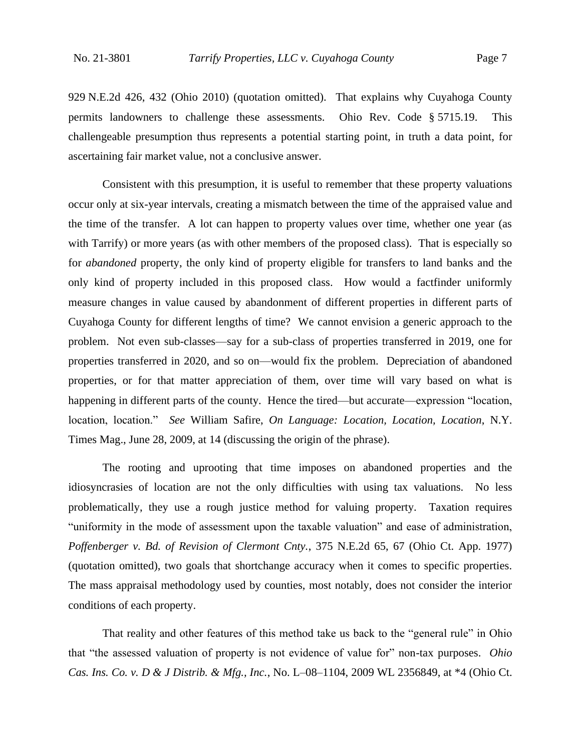929 N.E.2d 426, 432 (Ohio 2010) (quotation omitted). That explains why Cuyahoga County permits landowners to challenge these assessments. Ohio Rev. Code § 5715.19. This challengeable presumption thus represents a potential starting point, in truth a data point, for ascertaining fair market value, not a conclusive answer.

Consistent with this presumption, it is useful to remember that these property valuations occur only at six-year intervals, creating a mismatch between the time of the appraised value and the time of the transfer. A lot can happen to property values over time, whether one year (as with Tarrify) or more years (as with other members of the proposed class). That is especially so for *abandoned* property, the only kind of property eligible for transfers to land banks and the only kind of property included in this proposed class. How would a factfinder uniformly measure changes in value caused by abandonment of different properties in different parts of Cuyahoga County for different lengths of time? We cannot envision a generic approach to the problem. Not even sub-classes—say for a sub-class of properties transferred in 2019, one for properties transferred in 2020, and so on—would fix the problem. Depreciation of abandoned properties, or for that matter appreciation of them, over time will vary based on what is happening in different parts of the county. Hence the tired—but accurate—expression "location, location, location." *See* William Safire, *On Language: Location, Location, Location*, N.Y. Times Mag., June 28, 2009, at 14 (discussing the origin of the phrase).

The rooting and uprooting that time imposes on abandoned properties and the idiosyncrasies of location are not the only difficulties with using tax valuations. No less problematically, they use a rough justice method for valuing property. Taxation requires "uniformity in the mode of assessment upon the taxable valuation" and ease of administration, *Poffenberger v. Bd. of Revision of Clermont Cnty.*, 375 N.E.2d 65, 67 (Ohio Ct. App. 1977) (quotation omitted), two goals that shortchange accuracy when it comes to specific properties. The mass appraisal methodology used by counties, most notably, does not consider the interior conditions of each property.

That reality and other features of this method take us back to the "general rule" in Ohio that "the assessed valuation of property is not evidence of value for" non-tax purposes. *Ohio Cas. Ins. Co. v. D & J Distrib. & Mfg., Inc.*, No. L–08–1104, 2009 WL 2356849, at *4 (Ohio Ct.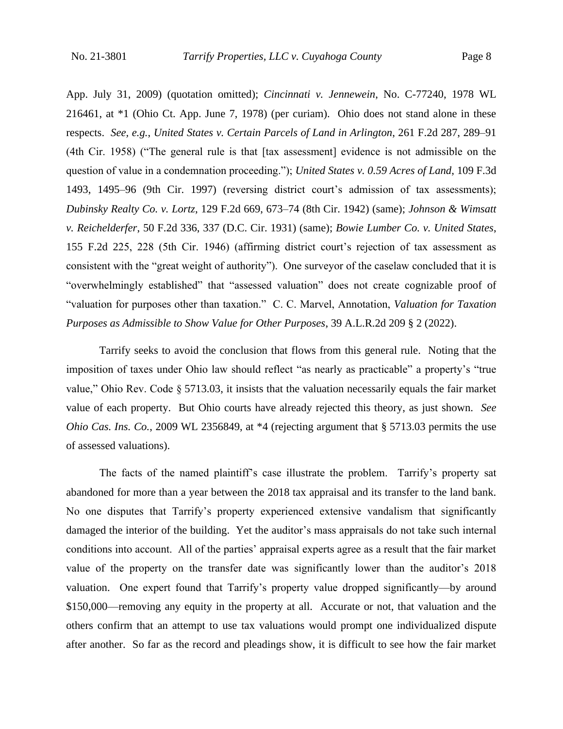App. July 31, 2009) (quotation omitted); *Cincinnati v. Jennewein*, No. C-77240, 1978 WL 216461, at *1 (Ohio Ct. App. June 7, 1978) (per curiam). Ohio does not stand alone in these respects. *See, e.g.*, *United States v. Certain Parcels of Land in Arlington*, 261 F.2d 287, 289–91 (4th Cir. 1958) ("The general rule is that [tax assessment] evidence is not admissible on the question of value in a condemnation proceeding."); *United States v. 0.59 Acres of Land*, 109 F.3d 1493, 1495–96 (9th Cir. 1997) (reversing district court's admission of tax assessments); *Dubinsky Realty Co. v. Lortz*, 129 F.2d 669, 673–74 (8th Cir. 1942) (same); *Johnson & Wimsatt v. Reichelderfer*, 50 F.2d 336, 337 (D.C. Cir. 1931) (same); *Bowie Lumber Co. v. United States*, 155 F.2d 225, 228 (5th Cir. 1946) (affirming district court's rejection of tax assessment as consistent with the "great weight of authority"). One surveyor of the caselaw concluded that it is "overwhelmingly established" that "assessed valuation" does not create cognizable proof of "valuation for purposes other than taxation." C. C. Marvel, Annotation, *Valuation for Taxation Purposes as Admissible to Show Value for Other Purposes*, 39 A.L.R.2d 209 § 2 (2022).

Tarrify seeks to avoid the conclusion that flows from this general rule. Noting that the imposition of taxes under Ohio law should reflect "as nearly as practicable" a property's "true value," Ohio Rev. Code § 5713.03, it insists that the valuation necessarily equals the fair market value of each property. But Ohio courts have already rejected this theory, as just shown. *See Ohio Cas. Ins. Co.*, 2009 WL 2356849, at *4 (rejecting argument that § 5713.03 permits the use of assessed valuations).

The facts of the named plaintiff's case illustrate the problem. Tarrify's property sat abandoned for more than a year between the 2018 tax appraisal and its transfer to the land bank. No one disputes that Tarrify's property experienced extensive vandalism that significantly damaged the interior of the building. Yet the auditor's mass appraisals do not take such internal conditions into account. All of the parties' appraisal experts agree as a result that the fair market value of the property on the transfer date was significantly lower than the auditor's 2018 valuation. One expert found that Tarrify's property value dropped significantly—by around $150,000—removing any equity in the property at all. Accurate or not, that valuation and the others confirm that an attempt to use tax valuations would prompt one individualized dispute after another. So far as the record and pleadings show, it is difficult to see how the fair market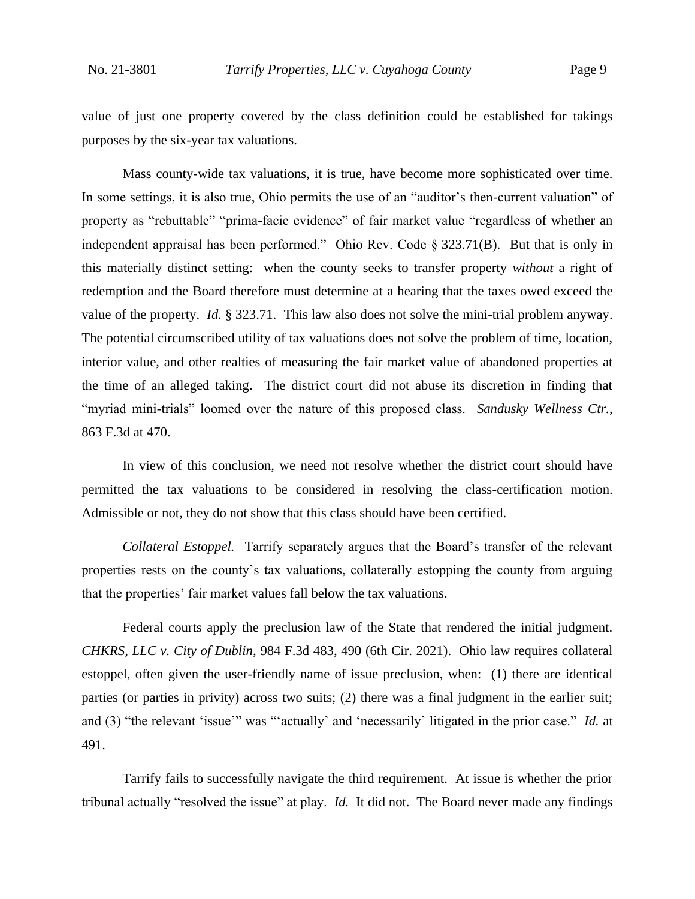value of just one property covered by the class definition could be established for takings purposes by the six-year tax valuations.

Mass county-wide tax valuations, it is true, have become more sophisticated over time. In some settings, it is also true, Ohio permits the use of an "auditor's then-current valuation" of property as "rebuttable" "prima-facie evidence" of fair market value "regardless of whether an independent appraisal has been performed." Ohio Rev. Code § 323.71(B). But that is only in this materially distinct setting: when the county seeks to transfer property *without* a right of redemption and the Board therefore must determine at a hearing that the taxes owed exceed the value of the property. *Id.* § 323.71. This law also does not solve the mini-trial problem anyway. The potential circumscribed utility of tax valuations does not solve the problem of time, location, interior value, and other realties of measuring the fair market value of abandoned properties at the time of an alleged taking. The district court did not abuse its discretion in finding that "myriad mini-trials" loomed over the nature of this proposed class. *Sandusky Wellness Ctr.*, 863 F.3d at 470.

In view of this conclusion, we need not resolve whether the district court should have permitted the tax valuations to be considered in resolving the class-certification motion. Admissible or not, they do not show that this class should have been certified.

*Collateral Estoppel.* Tarrify separately argues that the Board's transfer of the relevant properties rests on the county's tax valuations, collaterally estopping the county from arguing that the properties' fair market values fall below the tax valuations.

Federal courts apply the preclusion law of the State that rendered the initial judgment. *CHKRS, LLC v. City of Dublin*, 984 F.3d 483, 490 (6th Cir. 2021). Ohio law requires collateral estoppel, often given the user-friendly name of issue preclusion, when: (1) there are identical parties (or parties in privity) across two suits; (2) there was a final judgment in the earlier suit; and (3) "the relevant 'issue'" was "'actually' and 'necessarily' litigated in the prior case." *Id.* at 491.

Tarrify fails to successfully navigate the third requirement. At issue is whether the prior tribunal actually "resolved the issue" at play. *Id.* It did not. The Board never made any findings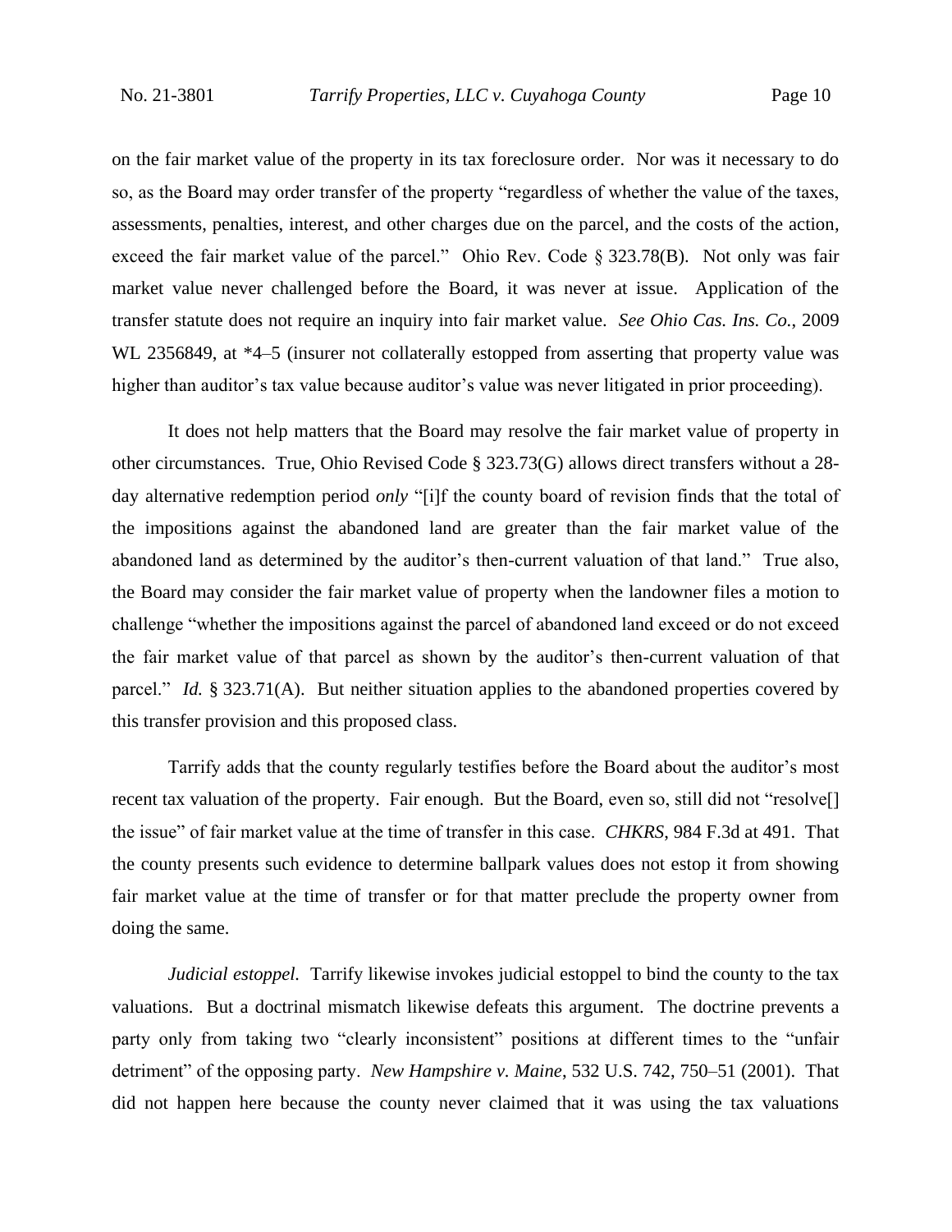on the fair market value of the property in its tax foreclosure order. Nor was it necessary to do so, as the Board may order transfer of the property "regardless of whether the value of the taxes, assessments, penalties, interest, and other charges due on the parcel, and the costs of the action, exceed the fair market value of the parcel." Ohio Rev. Code § 323.78(B). Not only was fair market value never challenged before the Board, it was never at issue. Application of the transfer statute does not require an inquiry into fair market value. *See Ohio Cas. Ins. Co.*, 2009 WL 2356849, at *4–5 (insurer not collaterally estopped from asserting that property value was higher than auditor's tax value because auditor's value was never litigated in prior proceeding).

It does not help matters that the Board may resolve the fair market value of property in other circumstances. True, Ohio Revised Code § 323.73(G) allows direct transfers without a 28-day alternative redemption period *only* "[i]f the county board of revision finds that the total of the impositions against the abandoned land are greater than the fair market value of the abandoned land as determined by the auditor's then-current valuation of that land." True also, the Board may consider the fair market value of property when the landowner files a motion to challenge "whether the impositions against the parcel of abandoned land exceed or do not exceed the fair market value of that parcel as shown by the auditor's then-current valuation of that parcel." *Id.* § 323.71(A). But neither situation applies to the abandoned properties covered by this transfer provision and this proposed class.

Tarrify adds that the county regularly testifies before the Board about the auditor's most recent tax valuation of the property. Fair enough. But the Board, even so, still did not "resolve[] the issue" of fair market value at the time of transfer in this case. *CHKRS*, 984 F.3d at 491. That the county presents such evidence to determine ballpark values does not estop it from showing fair market value at the time of transfer or for that matter preclude the property owner from doing the same.

*Judicial estoppel.* Tarrify likewise invokes judicial estoppel to bind the county to the tax valuations. But a doctrinal mismatch likewise defeats this argument. The doctrine prevents a party only from taking two "clearly inconsistent" positions at different times to the "unfair detriment" of the opposing party. *New Hampshire v. Maine*, 532 U.S. 742, 750–51 (2001). That did not happen here because the county never claimed that it was using the tax valuations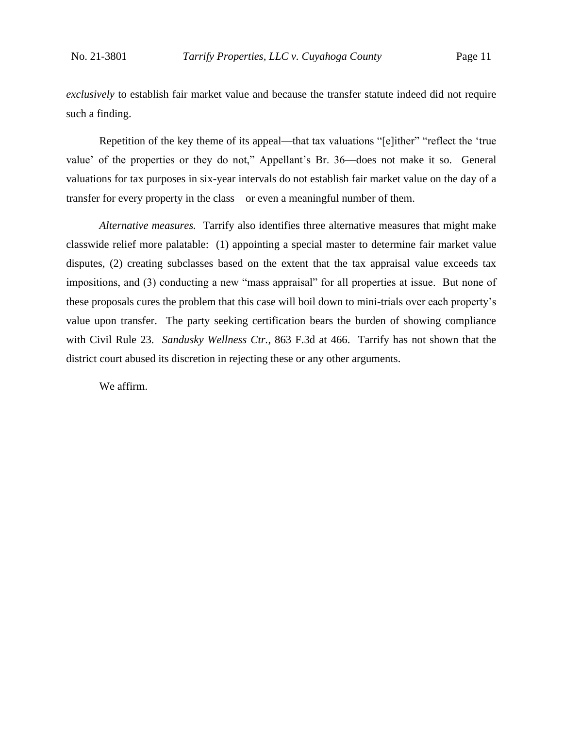*exclusively* to establish fair market value and because the transfer statute indeed did not require such a finding.

Repetition of the key theme of its appeal—that tax valuations "[e]ither" "reflect the 'true value' of the properties or they do not," Appellant's Br. 36—does not make it so. General valuations for tax purposes in six-year intervals do not establish fair market value on the day of a transfer for every property in the class—or even a meaningful number of them.

*Alternative measures.* Tarrify also identifies three alternative measures that might make classwide relief more palatable: (1) appointing a special master to determine fair market value disputes, (2) creating subclasses based on the extent that the tax appraisal value exceeds tax impositions, and (3) conducting a new "mass appraisal" for all properties at issue. But none of these proposals cures the problem that this case will boil down to mini-trials over each property's value upon transfer. The party seeking certification bears the burden of showing compliance with Civil Rule 23. *Sandusky Wellness Ctr.*, 863 F.3d at 466. Tarrify has not shown that the district court abused its discretion in rejecting these or any other arguments.

We affirm.